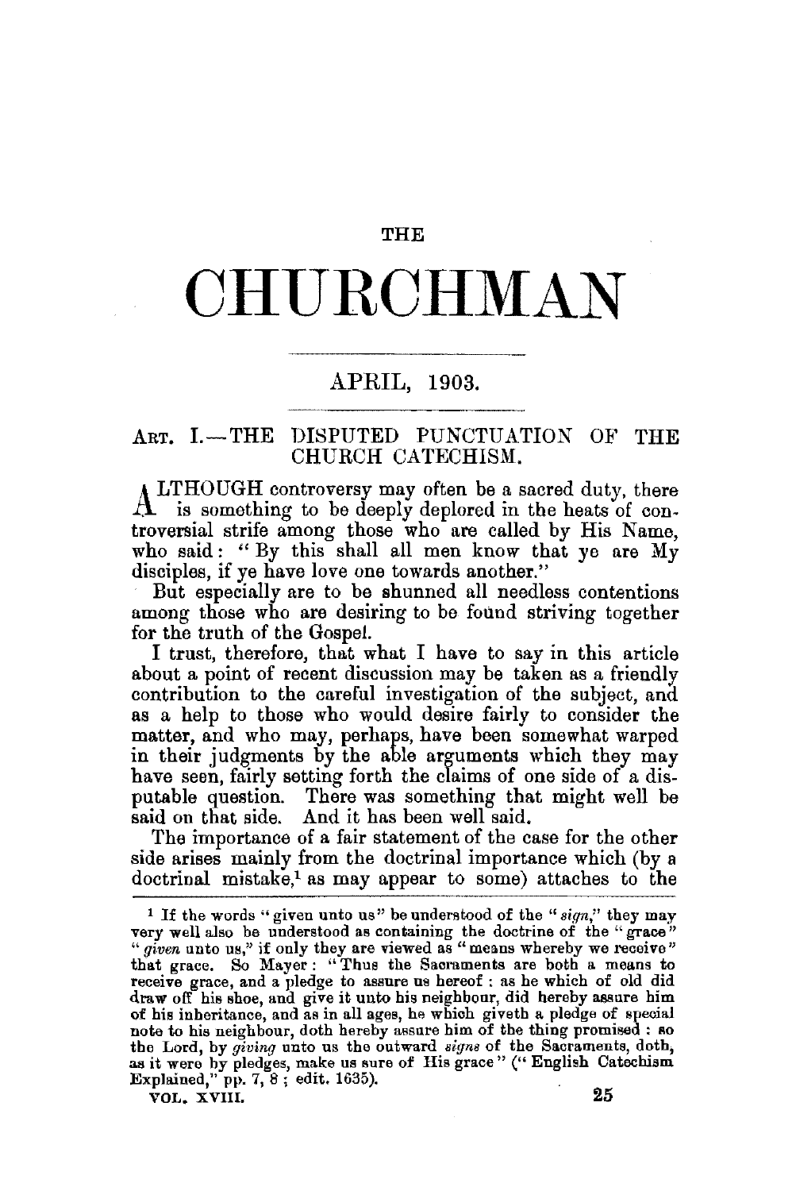# THE CHURCHMAN

## APRIL, 1903.

### ART. I.—THE DISPUTED PUNCTUATION OF THE CHURCH CATECHISM.

ALTHOUGH controversy may often be a sacred duty, there is something to be deeply deplored in the heats of controversial strife among those who are called by His Name, who said: "By this shall all men know that ye are My disciples, if ye have love one towards another."

But especially are to be shunned all needless contentions among those who are desiring to be found striving together for the truth of the Gospel.

I trust, therefore, that what I have to say in this article about a point of recent discussion may be taken as a friendly contribution to the careful investigation of the subject, and as a help to those who would desire fairly to consider the matter, and who may, perhaps, have been somewhat warped in their judgments by the able arguments which they may have seen, fairly setting forth the claims of one side of a disputable question. There was something that might well be said on that side. And it has been well said.

The importance of a fair statement of the case for the other side arises mainly from the doctrinal importance which (by a doctrinal mistake,[1] as may appear to some) attaches to the

---

[1] If the words "given unto us" be understood of the "*sign*," they may very well also be understood as containing the doctrine of the "grace" "*given* unto us," if only they are viewed as "means whereby we receive" that grace. So Mayer: "Thus the Sacraments are both a means to receive grace, and a pledge to assure us hereof: as he which of old did draw off his shoe, and give it unto his neighbour, did hereby assure him of his inheritance, and as in all ages, he which giveth a pledge of special note to his neighbour, doth hereby assure him of the thing promised: so the Lord, by *giving* unto us the outward *signs* of the Sacraments, doth, as it were by pledges, make us sure of His grace" ("English Catechism Explained," pp. 7, 8; edit. 1635).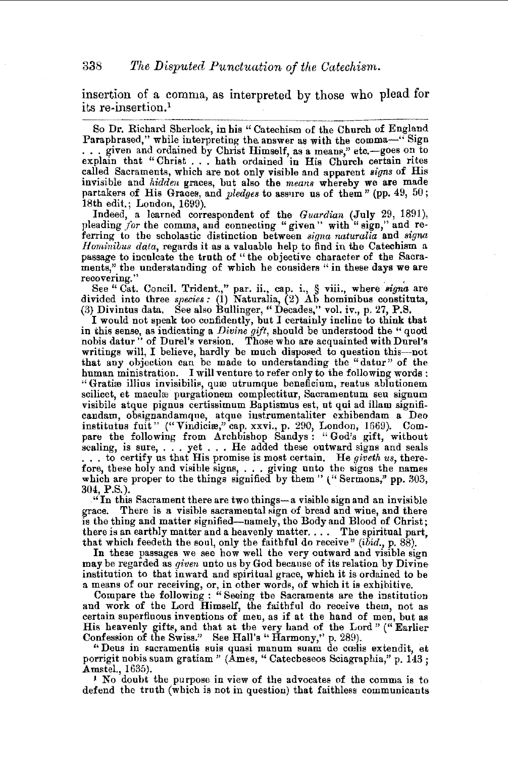insertion of a comma, as interpreted by those who plead for its re-insertion.[1]

So Dr. Richard Sherlock, in his "Catechism of the Church of England Paraphrased," while interpreting the answer as with the comma—"Sign . . . given and ordained by Christ Himself, as a means," etc.—goes on to explain that "Christ . . . hath ordained in His Church certain rites called Sacraments, which are not only visible and apparent *signs* of His invisible and *hidden* graces, but also the *means* whereby we are made partakers of His Graces, and *pledges* to assure us of them" (pp. 49, 50; 18th edit.; London, 1699).

Indeed, a learned correspondent of the *Guardian* (July 29, 1891), pleading *for* the comma, and connecting "given" with "sign," and referring to the scholastic distinction between *signa naturalia* and *signa Hominibus data*, regards it as a valuable help to find in the Catechism a passage to inculcate the truth of "the objective character of the Sacraments," the understanding of which he considers "in these days we are recovering."

See "Cat. Concil. Trident.," par. ii., cap. i., § viii., where *signa* are divided into three *species*: (1) Naturalia, (2) Ab hominibus constituta, (3) Divintus data. See also Bullinger, "Decades," vol. iv., p. 27, P.S.

I would not speak too confidently, but I certainly incline to think that in this sense, as indicating a *Divine gift*, should be understood the "quod nobis datur" of Durel's version. Those who are acquainted with Durel's writings will, I believe, hardly be much disposed to question this—not that any objection can be made to understanding the "datur" of the human ministration. I will venture to refer only to the following words: "Gratiæ illius invisibilis, quæ utrumque beneficium, reatus ablutionem scilicet, et maculæ purgationem complectitur, Sacramentum seu signum visibile atque pignus certissimum Baptismus est, ut qui ad illam significandam, obsignandamque, atque instrumentaliter exhibendam a Deo institutus fuit" ("Vindiciæ," cap. xxvi., p. 290, London, 1669). Compare the following from Archbishop Sandys: "God's gift, without sealing, is sure, . . . yet . . . He added these outward signs and seals . . . to certify us that His promise is most certain. He *giveth us*, therefore, these holy and visible signs, . . . giving unto the signs the names which are proper to the things signified by them" ("Sermons," pp. 303, 304, P.S.).

"In this Sacrament there are two things—a visible sign and an invisible grace. There is a visible sacramental sign of bread and wine, and there is the thing and matter signified—namely, the Body and Blood of Christ; there is an earthly matter and a heavenly matter. . . . The spiritual part, that which feedeth the soul, only the faithful do receive" (*ibid.*, p. 88).

In these passages we see how well the very outward and visible sign may be regarded as *given* unto us by God because of its relation by Divine institution to that inward and spiritual grace, which it is ordained to be a means of our receiving, or, in other words, of which it is exhibitive.

Compare the following: "Seeing the Sacraments are the institution and work of the Lord Himself, the faithful do receive them, not as certain superfluous inventions of men, as if at the hand of men, but as His heavenly gifts, and that at the very hand of the Lord" ("Earlier Confession of the Swiss." See Hall's "Harmony," p. 289).

"Deus in sacramentis suis quasi manum suam de cœlis extendit, et porrigit nobis suam gratiam" (Ames, "Catechseseos Sciagraphia," p. 143; Amstel., 1635).

[1] No doubt the purpose in view of the advocates of the comma is to defend the truth (which is not in question) that faithless communicants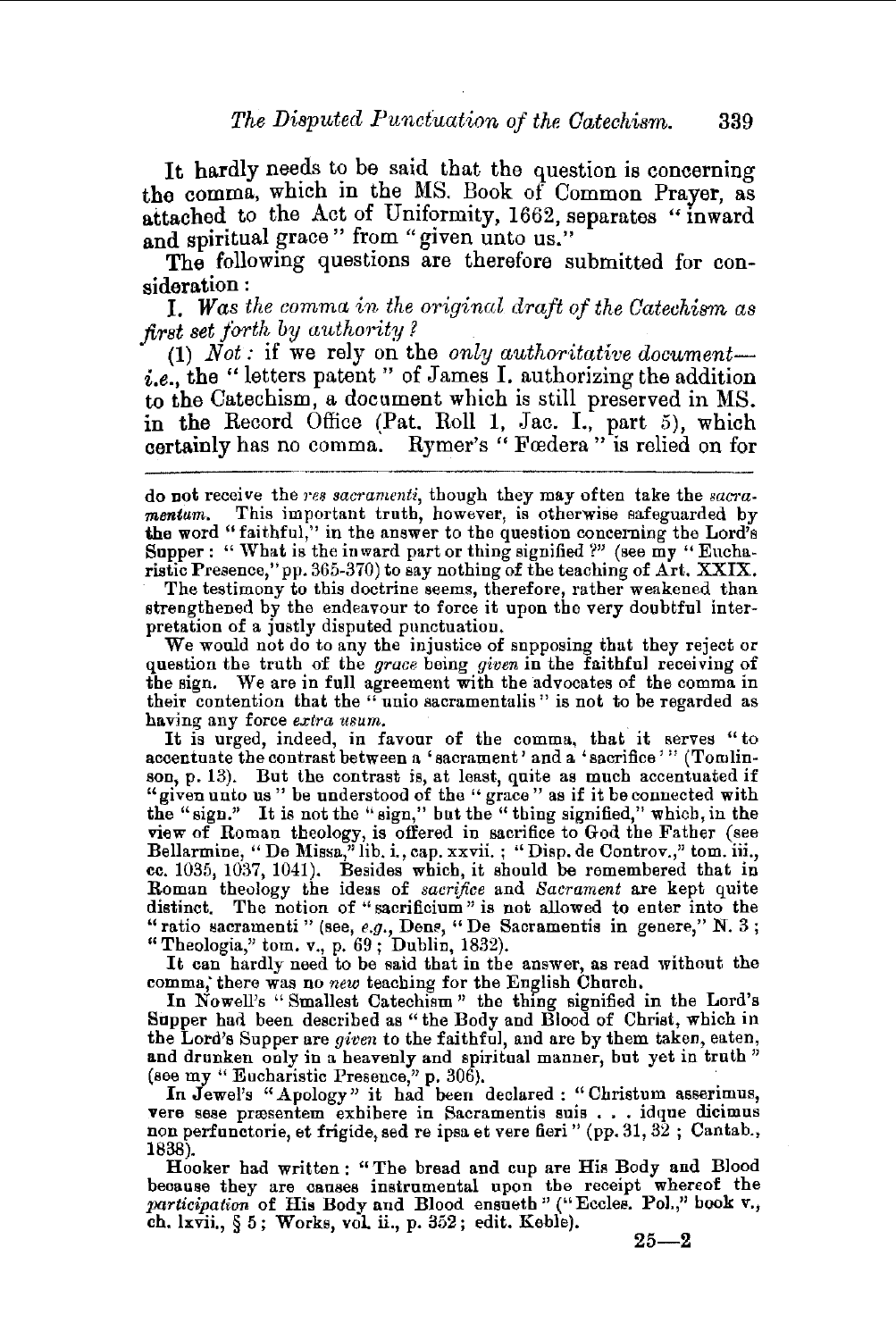It hardly needs to be said that the question is concerning the comma, which in the MS. Book of Common Prayer, as attached to the Act of Uniformity, 1662, separates "inward and spiritual grace" from "given unto us."

The following questions are therefore submitted for consideration:

I. *Was the comma in the original draft of the Catechism as first set forth by authority?*

(1) *Not:* if we rely on the *only authoritative document*—*i.e.*, the "letters patent" of James I. authorizing the addition to the Catechism, a document which is still preserved in MS. in the Record Office (Pat. Roll 1, Jac. I., part 5), which certainly has no comma. Rymer's "Fœdera" is relied on for

---

do not receive the *res sacramenti*, though they may often take the *sacramentum*. This important truth, however, is otherwise safeguarded by the word "faithful," in the answer to the question concerning the Lord's Supper: "What is the inward part or thing signified?" (see my "Eucharistic Presence," pp. 365-370) to say nothing of the teaching of Art. XXIX.

The testimony to this doctrine seems, therefore, rather weakened than strengthened by the endeavour to force it upon the very doubtful interpretation of a justly disputed punctuation.

We would not do to any the injustice of supposing that they reject or question the truth of the *grace* being *given* in the faithful receiving of the sign. We are in full agreement with the advocates of the comma in their contention that the "unio sacramentalis" is not to be regarded as having any force *extra usum*.

It is urged, indeed, in favour of the comma, that it serves "to accentuate the contrast between a 'sacrament' and a 'sacrifice'" (Tomlinson, p. 13). But the contrast is, at least, quite as much accentuated if "given unto us" be understood of the "grace" as if it be connected with the "sign." It is not the "sign," but the "thing signified," which, in the view of Roman theology, is offered in sacrifice to God the Father (see Bellarmine, "De Missa," lib. i., cap. xxvii.; "Disp. de Controv.," tom. iii., cc. 1035, 1037, 1041). Besides which, it should be remembered that in Roman theology the ideas of *sacrifice* and *Sacrament* are kept quite distinct. The notion of "sacrificium" is not allowed to enter into the "ratio sacramenti" (see, *e.g.*, Dens, "De Sacramentis in genere," N. 3; "Theologia," tom. v., p. 69; Dublin, 1832).

It can hardly need to be said that in the answer, as read without the comma, there was no *new* teaching for the English Church.

In Nowell's "Smallest Catechism" the thing signified in the Lord's Supper had been described as "the Body and Blood of Christ, which in the Lord's Supper are *given* to the faithful, and are by them taken, eaten, and drunken only in a heavenly and spiritual manner, but yet in truth" (see my "Eucharistic Presence," p. 306).

In Jewel's "Apology" it had been declared: "Christum asserimus, vere sese præsentem exhibere in Sacramentis suis . . . idque dicimus non perfunctorie, et frigide, sed re ipsa et vere fieri" (pp. 31, 32; Cantab., 1838).

Hooker had written: "The bread and cup are His Body and Blood because they are causes instrumental upon the receipt whereof the *participation* of His Body and Blood ensueth" ("Eccles. Pol.," book v., ch. lxvii., § 5; Works, vol. ii., p. 352; edit. Keble).

25—2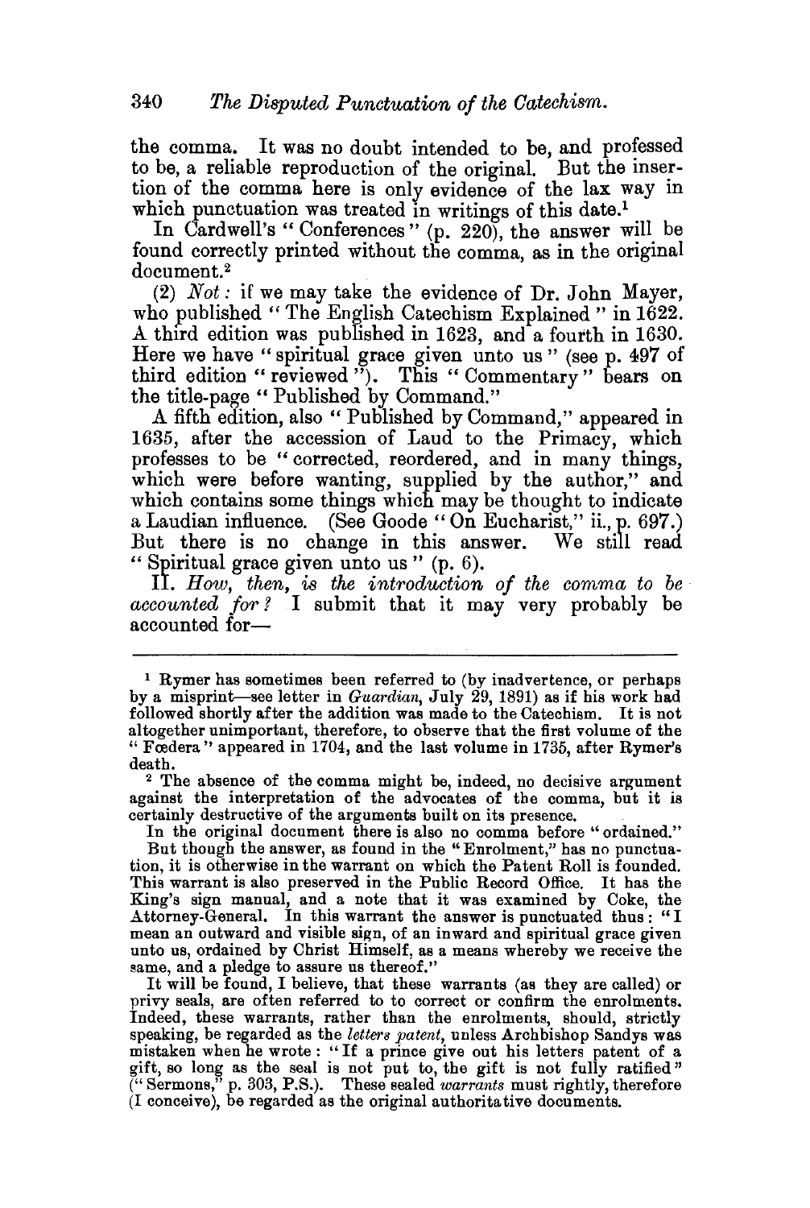the comma. It was no doubt intended to be, and professed to be, a reliable reproduction of the original. But the insertion of the comma here is only evidence of the lax way in which punctuation was treated in writings of this date.[1]

In Cardwell's "Conferences" (p. 220), the answer will be found correctly printed without the comma, as in the original document.[2]

(2) *Not*: if we may take the evidence of Dr. John Mayer, who published "The English Catechism Explained" in 1622. A third edition was published in 1623, and a fourth in 1630. Here we have "spiritual grace given unto us" (see p. 497 of third edition "reviewed"). This "Commentary" bears on the title-page "Published by Command."

A fifth edition, also "Published by Command," appeared in 1635, after the accession of Laud to the Primacy, which professes to be "corrected, reordered, and in many things, which were before wanting, supplied by the author," and which contains some things which may be thought to indicate a Laudian influence. (See Goode "On Eucharist," ii., p. 697.) But there is no change in this answer. We still read "Spiritual grace given unto us" (p. 6).

II. *How, then, is the introduction of the comma to be accounted for?* I submit that it may very probably be accounted for—

---

[1] Rymer has sometimes been referred to (by inadvertence, or perhaps by a misprint—see letter in *Guardian*, July 29, 1891) as if his work had followed shortly after the addition was made to the Catechism. It is not altogether unimportant, therefore, to observe that the first volume of the "Fœdera" appeared in 1704, and the last volume in 1735, after Rymer's death.

[2] The absence of the comma might be, indeed, no decisive argument against the interpretation of the advocates of the comma, but it is certainly destructive of the arguments built on its presence.

In the original document there is also no comma before "ordained."

But though the answer, as found in the "Enrolment," has no punctuation, it is otherwise in the warrant on which the Patent Roll is founded. This warrant is also preserved in the Public Record Office. It has the King's sign manual, and a note that it was examined by Coke, the Attorney-General. In this warrant the answer is punctuated thus: "I mean an outward and visible sign, of an inward and spiritual grace given unto us, ordained by Christ Himself, as a means whereby we receive the same, and a pledge to assure us thereof."

It will be found, I believe, that these warrants (as they are called) or privy seals, are often referred to to correct or confirm the enrolments. Indeed, these warrants, rather than the enrolments, should, strictly speaking, be regarded as the *letters patent*, unless Archbishop Sandys was mistaken when he wrote: "If a prince give out his letters patent of a gift, so long as the seal is not put to, the gift is not fully ratified" ("Sermons," p. 303, P.S.). These sealed *warrants* must rightly, therefore (I conceive), be regarded as the original authoritative documents.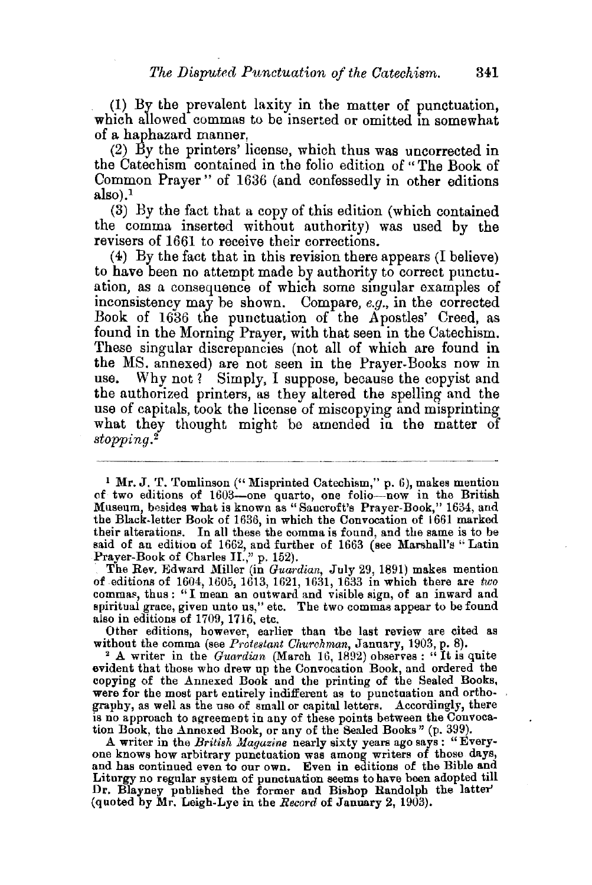(1) By the prevalent laxity in the matter of punctuation, which allowed commas to be inserted or omitted in somewhat of a haphazard manner.

(2) By the printers' license, which thus was uncorrected in the Catechism contained in the folio edition of "The Book of Common Prayer" of 1636 (and confessedly in other editions also).[1]

(3) By the fact that a copy of this edition (which contained the comma inserted without authority) was used by the revisers of 1661 to receive their corrections.

(4) By the fact that in this revision there appears (I believe) to have been no attempt made by authority to correct punctuation, as a consequence of which some singular examples of inconsistency may be shown. Compare, *e.g.*, in the corrected Book of 1636 the punctuation of the Apostles' Creed, as found in the Morning Prayer, with that seen in the Catechism. These singular discrepancies (not all of which are found in the MS. annexed) are not seen in the Prayer-Books now in use. Why not? Simply, I suppose, because the copyist and the authorized printers, as they altered the spelling and the use of capitals, took the license of miscopying and misprinting what they thought might be amended in the matter of *stopping*.[2]

---

[1] Mr. J. T. Tomlinson ("Misprinted Catechism," p. 6), makes mention of two editions of 1603—one quarto, one folio—now in the British Museum, besides what is known as "Sancroft's Prayer-Book," 1634, and the Black-letter Book of 1636, in which the Convocation of 1661 marked their alterations. In all these the comma is found, and the same is to be said of an edition of 1662, and further of 1663 (see Marshall's "Latin Prayer-Book of Charles II.," p. 152).

The Rev. Edward Miller (in *Guardian*, July 29, 1891) makes mention of editions of 1604, 1605, 1613, 1621, 1631, 1633 in which there are *two* commas, thus: "I mean an outward and visible sign, of an inward and spiritual grace, given unto us," etc. The two commas appear to be found also in editions of 1709, 1716, etc.

Other editions, however, earlier than the last review are cited as without the comma (see *Protestant Churchman*, January, 1903, p. 8).

[2] A writer in the *Guardian* (March 16, 1892) observes: "It is quite evident that those who drew up the Convocation Book, and ordered the copying of the Annexed Book and the printing of the Sealed Books, were for the most part entirely indifferent as to punctuation and orthography, as well as the use of small or capital letters. Accordingly, there is no approach to agreement in any of these points between the Convocation Book, the Annexed Book, or any of the Sealed Books" (p. 399).

A writer in the *British Magazine* nearly sixty years ago says: "Everyone knows how arbitrary punctuation was among writers of those days, and has continued even to our own. Even in editions of the Bible and Liturgy no regular system of punctuation seems to have been adopted till Dr. Blayney published the former and Bishop Randolph the latter" (quoted by Mr. Leigh-Lye in the *Record* of January 2, 1903).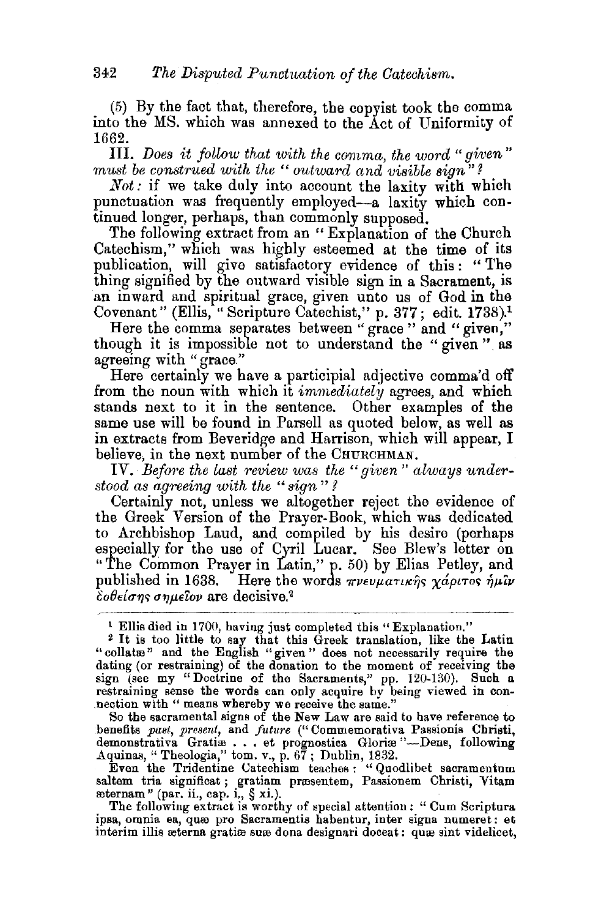(5) By the fact that, therefore, the copyist took the comma into the MS. which was annexed to the Act of Uniformity of 1662.

III. *Does it follow that with the comma, the word "given" must be construed with the "outward and visible sign"?*

*Not:* if we take duly into account the laxity with which punctuation was frequently employed—a laxity which continued longer, perhaps, than commonly supposed.

The following extract from an "Explanation of the Church Catechism," which was highly esteemed at the time of its publication, will give satisfactory evidence of this: "The thing signified by the outward visible sign in a Sacrament, is an inward and spiritual grace, given unto us of God in the Covenant" (Ellis, "Scripture Catechist," p. 377; edit. 1738).[1]

Here the comma separates between "grace" and "given," though it is impossible not to understand the "given" as agreeing with "grace."

Here certainly we have a participial adjective comma'd off from the noun with which it *immediately* agrees, and which stands next to it in the sentence. Other examples of the same use will be found in Parsell as quoted below, as well as in extracts from Beveridge and Harrison, which will appear, I believe, in the next number of the CHURCHMAN.

IV. *Before the last review was the "given" always understood as agreeing with the "sign"?*

Certainly not, unless we altogether reject the evidence of the Greek Version of the Prayer-Book, which was dedicated to Archbishop Laud, and compiled by his desire (perhaps especially for the use of Cyril Lucar. See Blew's letter on "The Common Prayer in Latin," p. 50) by Elias Petley, and published in 1638. Here the words πνευματικῆς χάριτος ἡμῖν ἐοθείσης σημεῖον are decisive.[2]

---

[1] Ellis died in 1700, having just completed this "Explanation."

[2] It is too little to say that this Greek translation, like the Latin "collatæ" and the English "given" does not necessarily require the dating (or restraining) of the donation to the moment of receiving the sign (see my "Doctrine of the Sacraments," pp. 120-130). Such a restraining sense the words can only acquire by being viewed in connection with "means whereby we receive the same."

So the sacramental signs of the New Law are said to have reference to benefits *past*, *present*, and *future* ("Commemorativa Passionis Christi, demonstrativa Gratiæ . . . et prognostica Gloriæ"—Dens, following Aquinas, "Theologia," tom. v., p. 67; Dublin, 1832.

Even the Tridentine Catechism teaches: "Quodlibet sacramentum saltem tria significat; gratiam præsentem, Passionem Christi, Vitam æternam" (par. ii., cap. i., § xi.).

The following extract is worthy of special attention: "Cum Scriptura ipsa, omnia ea, quæ pro Sacramentis habentur, inter signa numeret: et interim illis æterna gratiæ suæ dona designari doceat: quæ sint videlicet,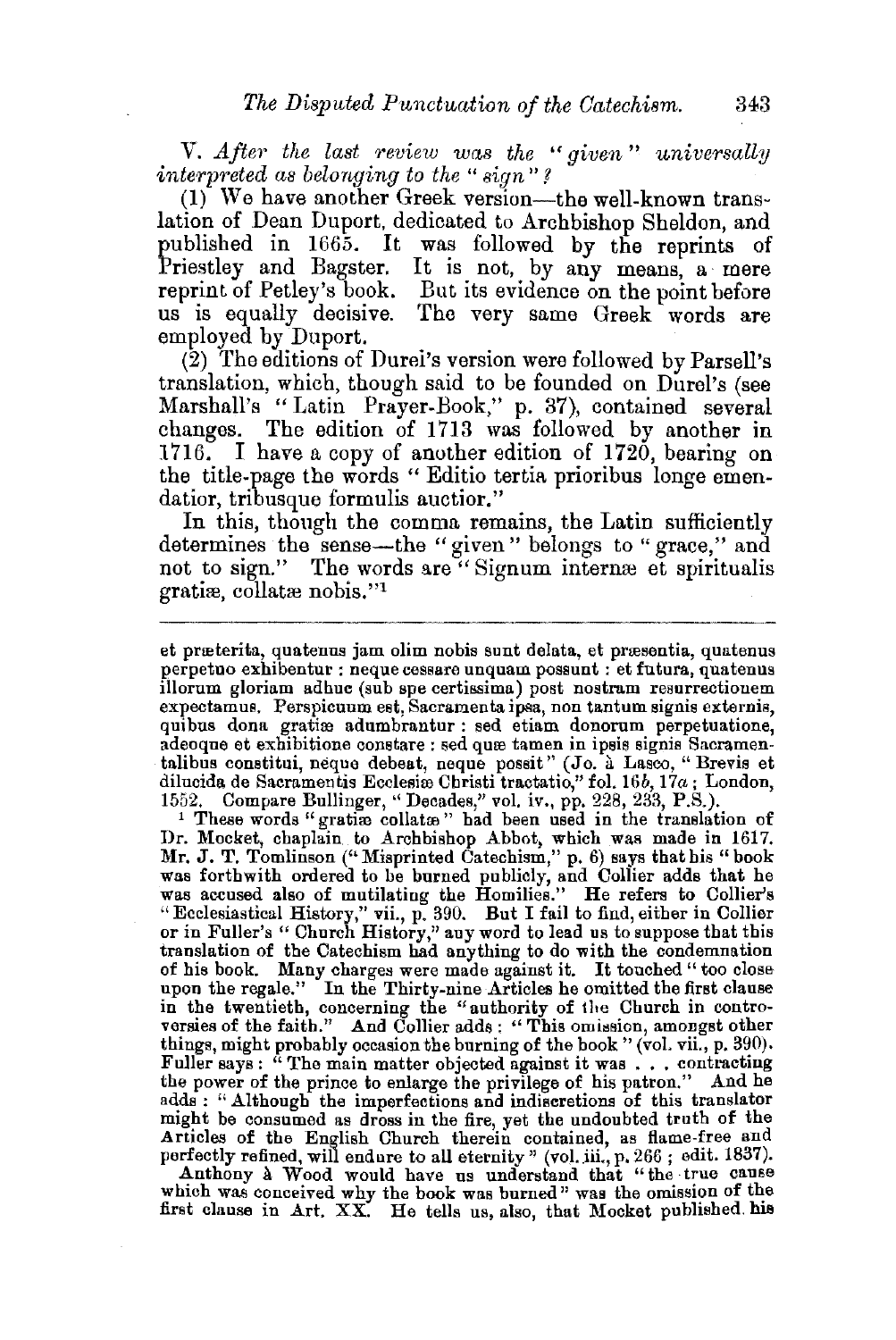V. *After the last review was the "given" universally interpreted as belonging to the "sign"?*

(1) We have another Greek version—the well-known translation of Dean Duport, dedicated to Archbishop Sheldon, and published in 1665. It was followed by the reprints of Priestley and Bagster. It is not, by any means, a mere reprint of Petley's book. But its evidence on the point before us is equally decisive. The very same Greek words are employed by Duport.

(2) The editions of Durel's version were followed by Parsell's translation, which, though said to be founded on Durel's (see Marshall's "Latin Prayer-Book," p. 37), contained several changes. The edition of 1713 was followed by another in 1716. I have a copy of another edition of 1720, bearing on the title-page the words "Editio tertia prioribus longe emendatior, tribusque formulis auctior."

In this, though the comma remains, the Latin sufficiently determines the sense—the "given" belongs to "grace," and not to sign." The words are "Signum internæ et spiritualis gratiæ, collatæ nobis."[1]

---

et præterita, quatenus jam olim nobis sunt delata, et præsentia, quatenus perpetuo exhibentur: neque cessare unquam possunt: et futura, quatenus illorum gloriam adhuc (sub spe certissima) post nostram resurrectionem expectamus. Perspicuum est, Sacramenta ipsa, non tantum signis externis, quibus dona gratiæ adumbrantur: sed etiam donorum perpetuatione, adeoque et exhibitione constare: sed quæ tamen in ipsis signis Sacramentalibus constitui, neque debeat, neque possit" (Jo. à Lasco, "Brevis et dilucida de Sacramentis Ecclesiæ Christi tractatio," fol. 16*b*, 17*a*; London, 1552. Compare Bullinger, "Decades," vol. iv., pp. 228, 233, P.S.).

[1] These words "gratiæ collatæ" had been used in the translation of Dr. Mocket, chaplain to Archbishop Abbot, which was made in 1617. Mr. J. T. Tomlinson ("Misprinted Catechism," p. 6) says that his "book was forthwith ordered to be burned publicly, and Collier adds that he was accused also of mutilating the Homilies." He refers to Collier's "Ecclesiastical History," vii., p. 390. But I fail to find, either in Collier or in Fuller's "Church History," any word to lead us to suppose that this translation of the Catechism had anything to do with the condemnation of his book. Many charges were made against it. It touched "too close upon the regale." In the Thirty-nine Articles he omitted the first clause in the twentieth, concerning the "authority of the Church in controversies of the faith." And Collier adds: "This omission, amongst other things, might probably occasion the burning of the book" (vol. vii., p. 390). Fuller says: "The main matter objected against it was . . . contracting the power of the prince to enlarge the privilege of his patron." And he adds: "Although the imperfections and indiscretions of this translator might be consumed as dross in the fire, yet the undoubted truth of the Articles of the English Church therein contained, as flame-free and perfectly refined, will endure to all eternity" (vol. iii., p. 266; edit. 1837).

Anthony à Wood would have us understand that "the true cause which was conceived why the book was burned" was the omission of the first clause in Art. XX. He tells us, also, that Mocket published his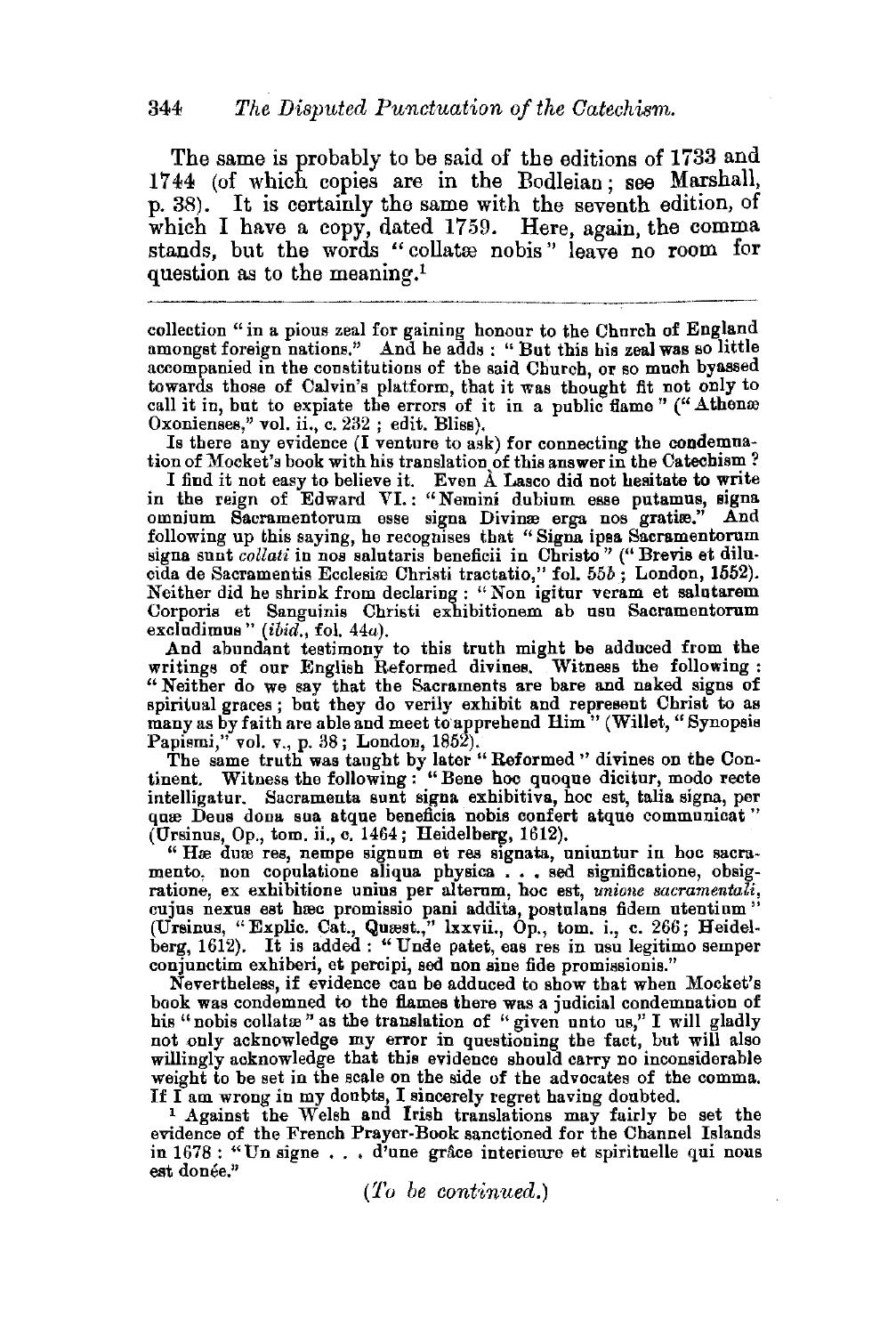The same is probably to be said of the editions of 1733 and 1744 (of which copies are in the Bodleian; see Marshall, p. 38). It is certainly the same with the seventh edition, of which I have a copy, dated 1759. Here, again, the comma stands, but the words "collatæ nobis" leave no room for question as to the meaning.[1]

---

collection "in a pious zeal for gaining honour to the Church of England amongst foreign nations." And he adds: "But this his zeal was so little accompanied in the constitutions of the said Church, or so much byassed towards those of Calvin's platform, that it was thought fit not only to call it in, but to expiate the errors of it in a public flame" ("Athenæ Oxonienses," vol. ii., c. 232; edit. Bliss).

Is there any evidence (I venture to ask) for connecting the condemnation of Mocket's book with his translation of this answer in the Catechism?

I find it not easy to believe it. Even À Lasco did not hesitate to write in the reign of Edward VI.: "Nemini dubium esse putamus, signa omnium Sacramentorum esse signa Divinæ erga nos gratiæ." And following up this saying, he recognises that "Signa ipsa Sacramentorum signa sunt *collati* in nos salutaris beneficii in Christo" ("Brevis et dilucida de Sacramentis Ecclesiæ Christi tractatio," fol. 55*b*; London, 1552). Neither did he shrink from declaring: "Non igitur veram et salutarem Corporis et Sanguinis Christi exhibitionem ab usu Sacramentorum excludimus" (*ibid.*, fol. 44*a*).

And abundant testimony to this truth might be adduced from the writings of our English Reformed divines. Witness the following: "Neither do we say that the Sacraments are bare and naked signs of spiritual graces; but they do verily exhibit and represent Christ to as many as by faith are able and meet to apprehend Him" (Willet, "Synopsis Papismi," vol. v., p. 38; London, 1852).

The same truth was taught by later "Reformed" divines on the Continent. Witness the following: "Bene hoc quoque dicitur, modo recte intelligatur. Sacramenta sunt signa exhibitiva, hoc est, talia signa, per quæ Deus dona sua atque beneficia nobis confert atque communicat" (Ursinus, Op., tom. ii., c. 1464; Heidelberg, 1612).

"Hæ duæ res, nempe signum et res signata, uniuntur in hoc sacramento, non copulatione aliqua physica . . . sed significatione, obsignratione, ex exhibitione unius per alterum, hoc est, *unione sacramentali*, cujus nexus est hæc promissio pani addita, postulans fidem utentium" (Ursinus, "Explic. Cat., Quæst.," lxxvii., Op., tom. i., c. 266; Heidelberg, 1612). It is added: "Unde patet, eas res in usu legitimo semper conjunctim exhiberi, et percipi, sed non sine fide promissionis."

Nevertheless, if evidence can be adduced to show that when Mocket's book was condemned to the flames there was a judicial condemnation of his "nobis collatæ" as the translation of "given unto us," I will gladly not only acknowledge my error in questioning the fact, but will also willingly acknowledge that this evidence should carry no inconsiderable weight to be set in the scale on the side of the advocates of the comma. If I am wrong in my doubts, I sincerely regret having doubted.

[1] Against the Welsh and Irish translations may fairly be set the evidence of the French Prayer-Book sanctioned for the Channel Islands in 1678: "Un signe . . . d'une grâce interieure et spirituelle qui nous est donée."

(*To be continued.*)